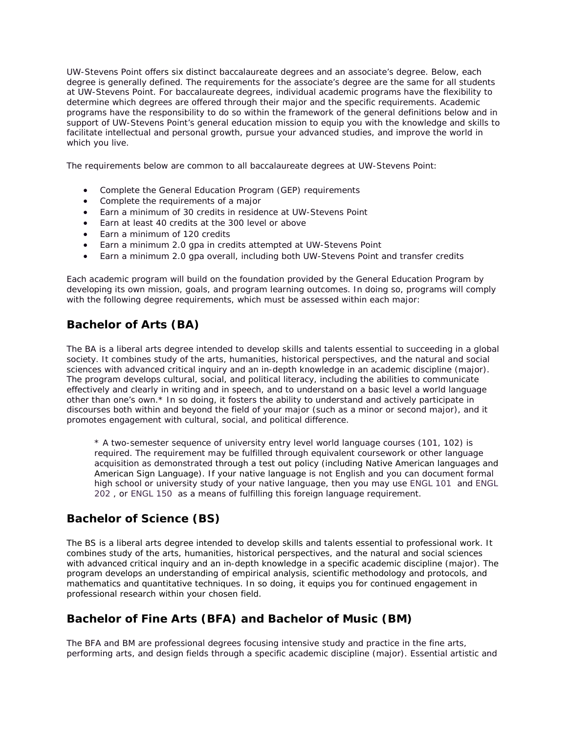UW-Stevens Point offers six distinct baccalaureate degrees and an associate's degree. Below, each degree is generally defined. The requirements for the associate's degree are the same for all students at UW-Stevens Point. For baccalaureate degrees, individual academic programs have the flexibility to determine which degrees are offered through their major and the specific requirements. Academic programs have the responsibility to do so within the framework of the general definitions below and in support of UW-Stevens Point's general education mission to equip you with the knowledge and skills to facilitate intellectual and personal growth, pursue your advanced studies, and improve the world in which you live.

The requirements below are common to all baccalaureate degrees at UW-Stevens Point:

- Complete the General Education Program (GEP) requirements
- Complete the requirements of a major
- Earn a minimum of 30 credits in residence at UW-Stevens Point
- Earn at least 40 credits at the 300 level or above
- Earn a minimum of 120 credits
- Earn a minimum 2.0 gpa in credits attempted at UW-Stevens Point
- Earn a minimum 2.0 gpa overall, including both UW-Stevens Point and transfer credits

Each academic program will build on the foundation provided by the General Education Program by developing its own mission, goals, and program learning outcomes. In doing so, programs will comply with the following degree requirements, which must be assessed within each major:

## Bachelor of Arts (BA)

The BA is a liberal arts degree intended to develop skills and talents essential to succeeding in a global society. It combines study of the arts, humanities, historical perspectives, and the natural and social sciences with advanced critical inquiry and an in-depth knowledge in an academic discipline (major). The program develops cultural, social, and political literacy, including the abilities to communicate effectively and clearly in writing and in speech, and to understand on a basic level a world language other than one's own.* In so doing, it fosters the ability to understand and actively participate in discourses both within and beyond the field of your major (such as a minor or second major), and it promotes engagement with cultural, social, and political difference.

> * A two-semester sequence of university entry level world language courses (101, 102) is required. The requirement may be fulfilled through equivalent coursework or other language acquisition as demonstrated through a test out policy (including Native American languages and American Sign Language). If your native language is not English and you can document formal high school or university study of your native language, then you may use ENGL 101 and ENGL 202 , or ENGL 150 as a means of fulfilling this foreign language requirement.

## Bachelor of Science (BS)

The BS is a liberal arts degree intended to develop skills and talents essential to professional work. It combines study of the arts, humanities, historical perspectives, and the natural and social sciences with advanced critical inquiry and an in-depth knowledge in a specific academic discipline (major). The program develops an understanding of empirical analysis, scientific methodology and protocols, and mathematics and quantitative techniques. In so doing, it equips you for continued engagement in professional research within your chosen field.

## Bachelor of Fine Arts (BFA) and Bachelor of Music (BM)

The BFA and BM are professional degrees focusing intensive study and practice in the fine arts, performing arts, and design fields through a specific academic discipline (major). Essential artistic and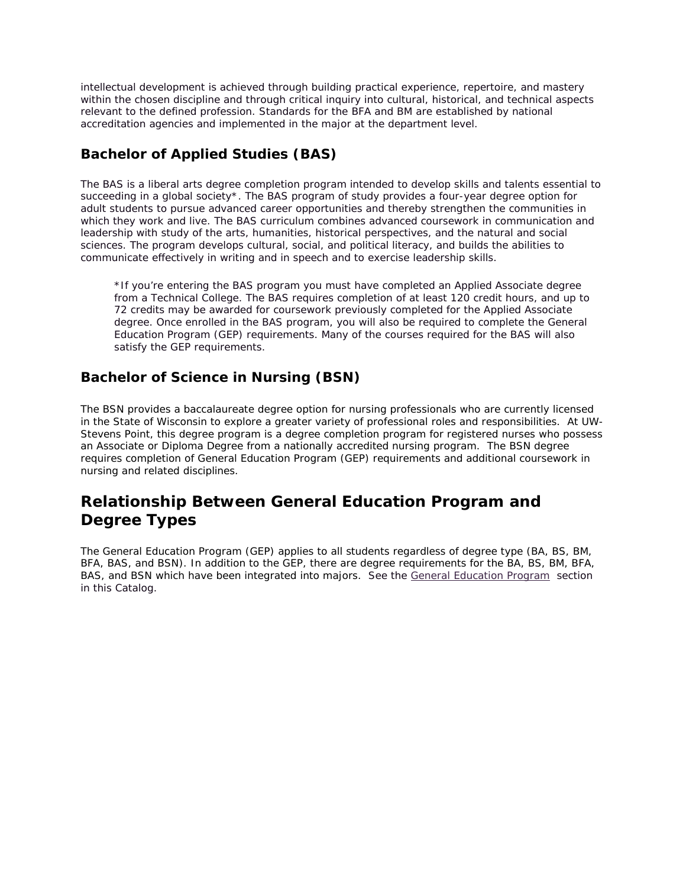intellectual development is achieved through building practical experience, repertoire, and mastery within the chosen discipline and through critical inquiry into cultural, historical, and technical aspects relevant to the defined profession. Standards for the BFA and BM are established by national accreditation agencies and implemented in the major at the department level.

### Bachelor of Applied Studies (BAS)

The BAS is a liberal arts degree completion program intended to develop skills and talents essential to succeeding in a global society*. The BAS program of study provides a four-year degree option for adult students to pursue advanced career opportunities and thereby strengthen the communities in which they work and live. The BAS curriculum combines advanced coursework in communication and leadership with study of the arts, humanities, historical perspectives, and the natural and social sciences. The program develops cultural, social, and political literacy, and builds the abilities to communicate effectively in writing and in speech and to exercise leadership skills.

> *If you're entering the BAS program you must have completed an Applied Associate degree from a Technical College. The BAS requires completion of at least 120 credit hours, and up to 72 credits may be awarded for coursework previously completed for the Applied Associate degree. Once enrolled in the BAS program, you will also be required to complete the General Education Program (GEP) requirements. Many of the courses required for the BAS will also satisfy the GEP requirements.

### Bachelor of Science in Nursing (BSN)

The BSN provides a baccalaureate degree option for nursing professionals who are currently licensed in the State of Wisconsin to explore a greater variety of professional roles and responsibilities. At UW-Stevens Point, this degree program is a degree completion program for registered nurses who possess an Associate or Diploma Degree from a nationally accredited nursing program. The BSN degree requires completion of General Education Program (GEP) requirements and additional coursework in nursing and related disciplines.

## Relationship Between General Education Program and Degree Types

The General Education Program (GEP) applies to all students regardless of degree type (BA, BS, BM, BFA, BAS, and BSN). In addition to the GEP, there are degree requirements for the BA, BS, BM, BFA, BAS, and BSN which have been integrated into majors. See the General Education Program section in this Catalog.